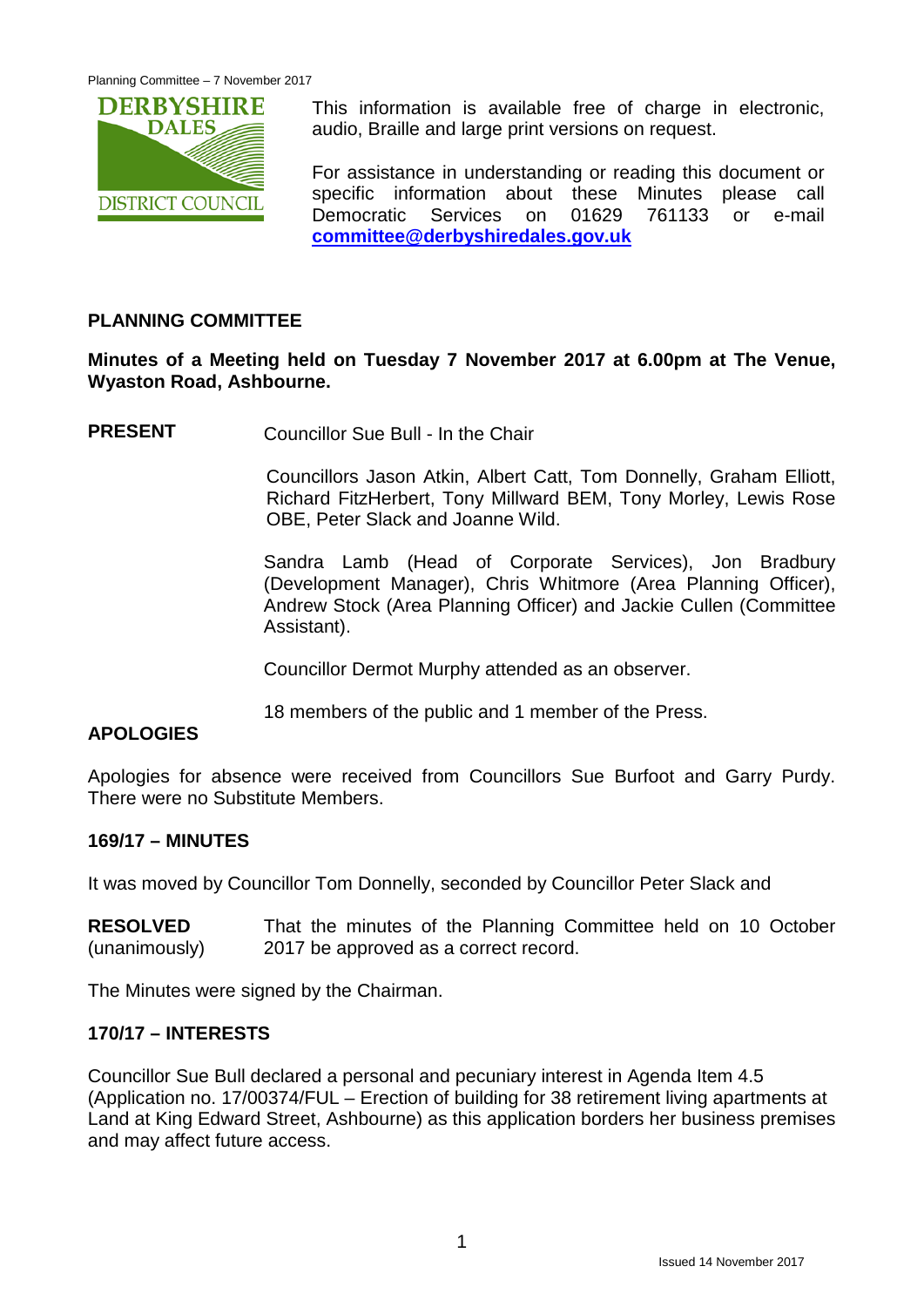This information is available free of charge in electronic, audio, Braille and large print versions on request.

For assistance in understanding or reading this document or specific information about these Minutes please call Democratic Services on 01629 761133 or e-mail **committee@derbyshiredales.gov.uk**

## PLANNING COMMITTEE

**Minutes of a Meeting held on Tuesday 7 November 2017 at 6.00pm at The Venue, Wyaston Road, Ashbourne.**

**PRESENT** Councillor Sue Bull - In the Chair

Councillors Jason Atkin, Albert Catt, Tom Donnelly, Graham Elliott, Richard FitzHerbert, Tony Millward BEM, Tony Morley, Lewis Rose OBE, Peter Slack and Joanne Wild.

Sandra Lamb (Head of Corporate Services), Jon Bradbury (Development Manager), Chris Whitmore (Area Planning Officer), Andrew Stock (Area Planning Officer) and Jackie Cullen (Committee Assistant).

Councillor Dermot Murphy attended as an observer.

18 members of the public and 1 member of the Press.

### APOLOGIES

Apologies for absence were received from Councillors Sue Burfoot and Garry Purdy. There were no Substitute Members.

### 169/17 – MINUTES

It was moved by Councillor Tom Donnelly, seconded by Councillor Peter Slack and

**RESOLVED** (unanimously) That the minutes of the Planning Committee held on 10 October 2017 be approved as a correct record.

The Minutes were signed by the Chairman.

### 170/17 – INTERESTS

Councillor Sue Bull declared a personal and pecuniary interest in Agenda Item 4.5 (Application no. 17/00374/FUL – Erection of building for 38 retirement living apartments at Land at King Edward Street, Ashbourne) as this application borders her business premises and may affect future access.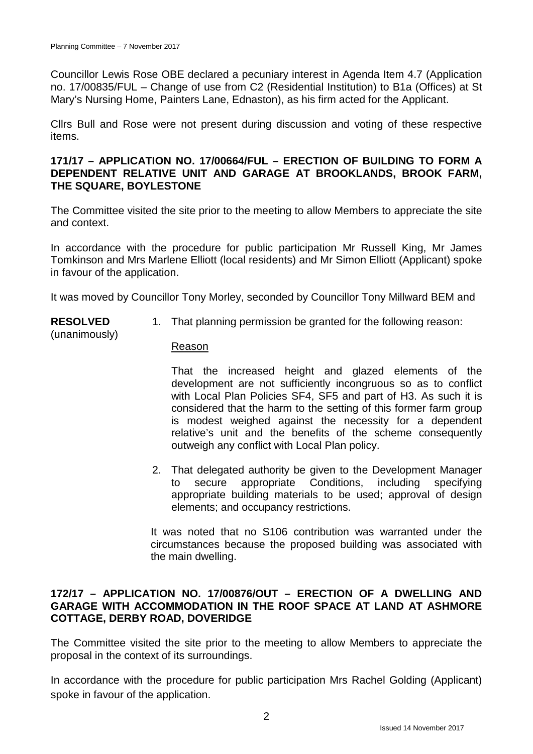Councillor Lewis Rose OBE declared a pecuniary interest in Agenda Item 4.7 (Application no. 17/00835/FUL – Change of use from C2 (Residential Institution) to B1a (Offices) at St Mary's Nursing Home, Painters Lane, Ednaston), as his firm acted for the Applicant.

Cllrs Bull and Rose were not present during discussion and voting of these respective items.

## 171/17 – APPLICATION NO. 17/00664/FUL – ERECTION OF BUILDING TO FORM A DEPENDENT RELATIVE UNIT AND GARAGE AT BROOKLANDS, BROOK FARM, THE SQUARE, BOYLESTONE

The Committee visited the site prior to the meeting to allow Members to appreciate the site and context.

In accordance with the procedure for public participation Mr Russell King, Mr James Tomkinson and Mrs Marlene Elliott (local residents) and Mr Simon Elliott (Applicant) spoke in favour of the application.

It was moved by Councillor Tony Morley, seconded by Councillor Tony Millward BEM and

**RESOLVED** (unanimously)

1. That planning permission be granted for the following reason:

   Reason

   That the increased height and glazed elements of the development are not sufficiently incongruous so as to conflict with Local Plan Policies SF4, SF5 and part of H3. As such it is considered that the harm to the setting of this former farm group is modest weighed against the necessity for a dependent relative's unit and the benefits of the scheme consequently outweigh any conflict with Local Plan policy.

2. That delegated authority be given to the Development Manager to secure appropriate Conditions, including specifying appropriate building materials to be used; approval of design elements; and occupancy restrictions.

It was noted that no S106 contribution was warranted under the circumstances because the proposed building was associated with the main dwelling.

## 172/17 – APPLICATION NO. 17/00876/OUT – ERECTION OF A DWELLING AND GARAGE WITH ACCOMMODATION IN THE ROOF SPACE AT LAND AT ASHMORE COTTAGE, DERBY ROAD, DOVERIDGE

The Committee visited the site prior to the meeting to allow Members to appreciate the proposal in the context of its surroundings.

In accordance with the procedure for public participation Mrs Rachel Golding (Applicant) spoke in favour of the application.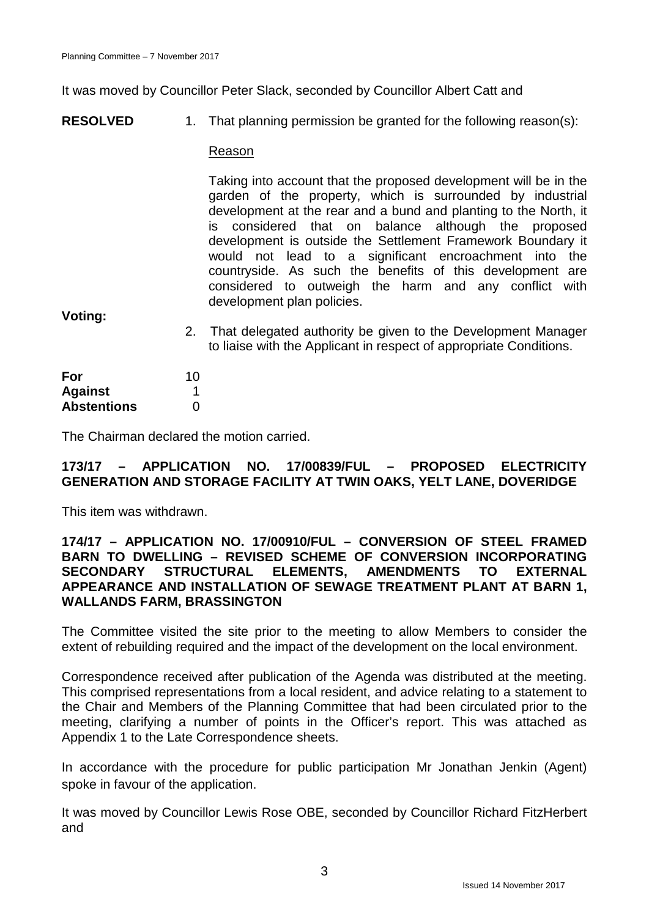It was moved by Councillor Peter Slack, seconded by Councillor Albert Catt and

**RESOLVED** 1. That planning permission be granted for the following reason(s):

Reason

Taking into account that the proposed development will be in the garden of the property, which is surrounded by industrial development at the rear and a bund and planting to the North, it is considered that on balance although the proposed development is outside the Settlement Framework Boundary it would not lead to a significant encroachment into the countryside. As such the benefits of this development are considered to outweigh the harm and any conflict with development plan policies.

2. That delegated authority be given to the Development Manager to liaise with the Applicant in respect of appropriate Conditions.

**Voting:**

| | |
|---|---|
| **For** | 10 |
| **Against** | 1 |
| **Abstentions** | 0 |

The Chairman declared the motion carried.

**173/17 – APPLICATION NO. 17/00839/FUL – PROPOSED ELECTRICITY GENERATION AND STORAGE FACILITY AT TWIN OAKS, YELT LANE, DOVERIDGE**

This item was withdrawn.

**174/17 – APPLICATION NO. 17/00910/FUL – CONVERSION OF STEEL FRAMED BARN TO DWELLING – REVISED SCHEME OF CONVERSION INCORPORATING SECONDARY STRUCTURAL ELEMENTS, AMENDMENTS TO EXTERNAL APPEARANCE AND INSTALLATION OF SEWAGE TREATMENT PLANT AT BARN 1, WALLANDS FARM, BRASSINGTON**

The Committee visited the site prior to the meeting to allow Members to consider the extent of rebuilding required and the impact of the development on the local environment.

Correspondence received after publication of the Agenda was distributed at the meeting. This comprised representations from a local resident, and advice relating to a statement to the Chair and Members of the Planning Committee that had been circulated prior to the meeting, clarifying a number of points in the Officer's report. This was attached as Appendix 1 to the Late Correspondence sheets.

In accordance with the procedure for public participation Mr Jonathan Jenkin (Agent) spoke in favour of the application.

It was moved by Councillor Lewis Rose OBE, seconded by Councillor Richard FitzHerbert and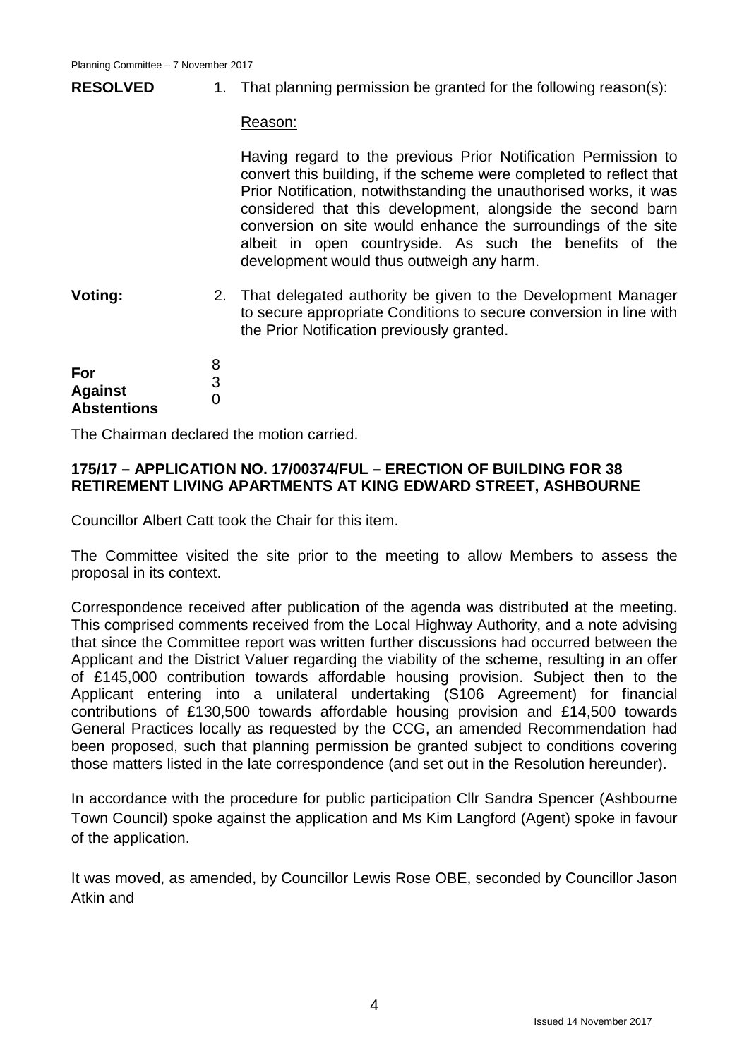**RESOLVED**

1. That planning permission be granted for the following reason(s):

   Reason:

   Having regard to the previous Prior Notification Permission to convert this building, if the scheme were completed to reflect that Prior Notification, notwithstanding the unauthorised works, it was considered that this development, alongside the second barn conversion on site would enhance the surroundings of the site albeit in open countryside. As such the benefits of the development would thus outweigh any harm.

2. That delegated authority be given to the Development Manager to secure appropriate Conditions to secure conversion in line with the Prior Notification previously granted.

**Voting:**

| | |
|---|---|
| **For** | 8 |
| **Against** | 3 |
| **Abstentions** | 0 |

The Chairman declared the motion carried.

### 175/17 – APPLICATION NO. 17/00374/FUL – ERECTION OF BUILDING FOR 38 RETIREMENT LIVING APARTMENTS AT KING EDWARD STREET, ASHBOURNE

Councillor Albert Catt took the Chair for this item.

The Committee visited the site prior to the meeting to allow Members to assess the proposal in its context.

Correspondence received after publication of the agenda was distributed at the meeting. This comprised comments received from the Local Highway Authority, and a note advising that since the Committee report was written further discussions had occurred between the Applicant and the District Valuer regarding the viability of the scheme, resulting in an offer of £145,000 contribution towards affordable housing provision. Subject then to the Applicant entering into a unilateral undertaking (S106 Agreement) for financial contributions of £130,500 towards affordable housing provision and £14,500 towards General Practices locally as requested by the CCG, an amended Recommendation had been proposed, such that planning permission be granted subject to conditions covering those matters listed in the late correspondence (and set out in the Resolution hereunder).

In accordance with the procedure for public participation Cllr Sandra Spencer (Ashbourne Town Council) spoke against the application and Ms Kim Langford (Agent) spoke in favour of the application.

It was moved, as amended, by Councillor Lewis Rose OBE, seconded by Councillor Jason Atkin and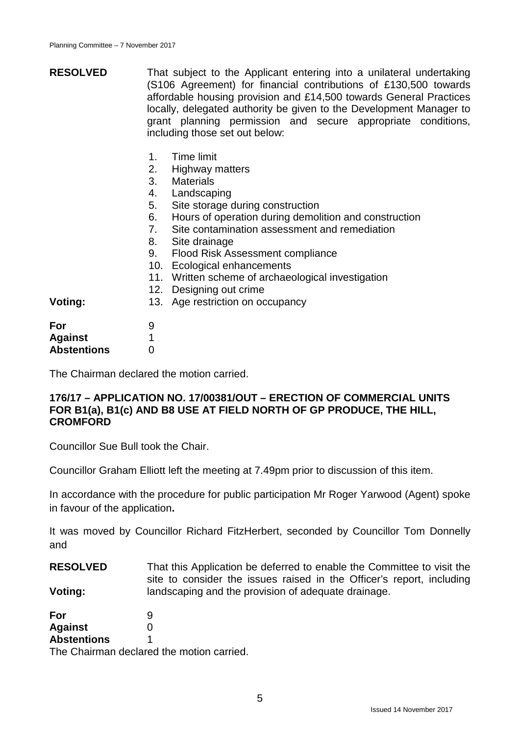**RESOLVED** That subject to the Applicant entering into a unilateral undertaking (S106 Agreement) for financial contributions of £130,500 towards affordable housing provision and £14,500 towards General Practices locally, delegated authority be given to the Development Manager to grant planning permission and secure appropriate conditions, including those set out below:

1. Time limit
2. Highway matters
3. Materials
4. Landscaping
5. Site storage during construction
6. Hours of operation during demolition and construction
7. Site contamination assessment and remediation
8. Site drainage
9. Flood Risk Assessment compliance
10. Ecological enhancements
11. Written scheme of archaeological investigation
12. Designing out crime
13. Age restriction on occupancy

**Voting:**

| | |
|---|---|
| **For** | 9 |
| **Against** | 1 |
| **Abstentions** | 0 |

The Chairman declared the motion carried.

**176/17 – APPLICATION NO. 17/00381/OUT – ERECTION OF COMMERCIAL UNITS FOR B1(a), B1(c) AND B8 USE AT FIELD NORTH OF GP PRODUCE, THE HILL, CROMFORD**

Councillor Sue Bull took the Chair.

Councillor Graham Elliott left the meeting at 7.49pm prior to discussion of this item.

In accordance with the procedure for public participation Mr Roger Yarwood (Agent) spoke in favour of the application**.**

It was moved by Councillor Richard FitzHerbert, seconded by Councillor Tom Donnelly and

**RESOLVED** That this Application be deferred to enable the Committee to visit the site to consider the issues raised in the Officer's report, including landscaping and the provision of adequate drainage.

**Voting:**

| | |
|---|---|
| **For** | 9 |
| **Against** | 0 |
| **Abstentions** | 1 |

The Chairman declared the motion carried.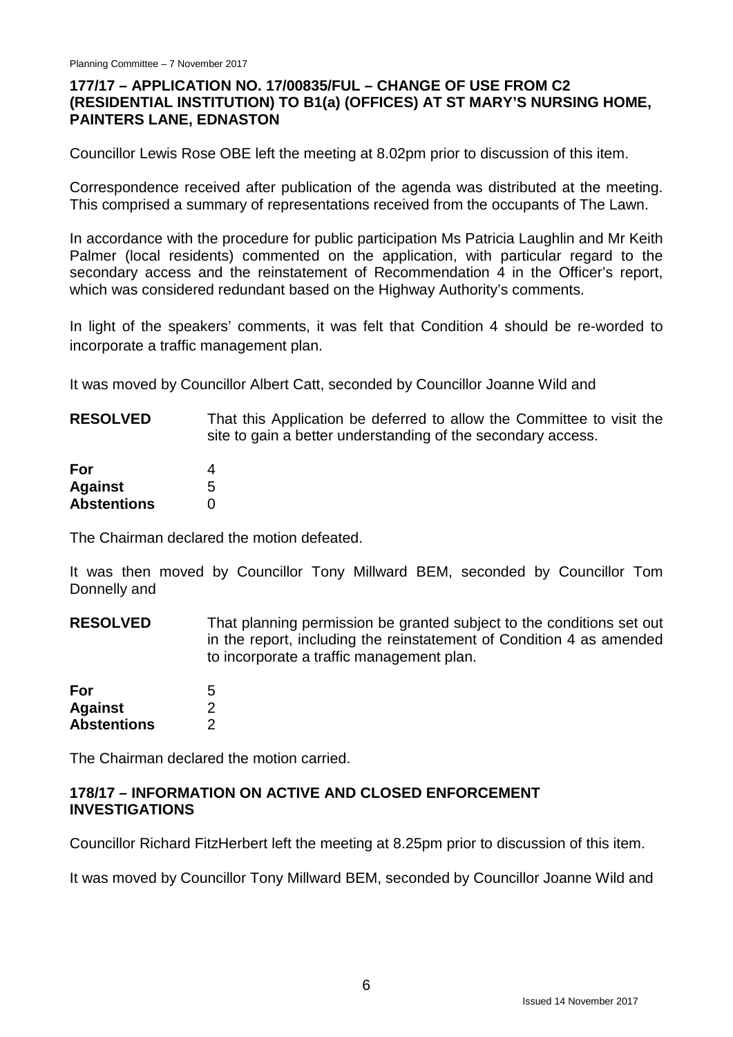## 177/17 – APPLICATION NO. 17/00835/FUL – CHANGE OF USE FROM C2 (RESIDENTIAL INSTITUTION) TO B1(a) (OFFICES) AT ST MARY'S NURSING HOME, PAINTERS LANE, EDNASTON

Councillor Lewis Rose OBE left the meeting at 8.02pm prior to discussion of this item.

Correspondence received after publication of the agenda was distributed at the meeting. This comprised a summary of representations received from the occupants of The Lawn.

In accordance with the procedure for public participation Ms Patricia Laughlin and Mr Keith Palmer (local residents) commented on the application, with particular regard to the secondary access and the reinstatement of Recommendation 4 in the Officer's report, which was considered redundant based on the Highway Authority's comments.

In light of the speakers' comments, it was felt that Condition 4 should be re-worded to incorporate a traffic management plan.

It was moved by Councillor Albert Catt, seconded by Councillor Joanne Wild and

**RESOLVED** That this Application be deferred to allow the Committee to visit the site to gain a better understanding of the secondary access.

| | |
|---|---|
| **For** | 4 |
| **Against** | 5 |
| **Abstentions** | 0 |

The Chairman declared the motion defeated.

It was then moved by Councillor Tony Millward BEM, seconded by Councillor Tom Donnelly and

**RESOLVED** That planning permission be granted subject to the conditions set out in the report, including the reinstatement of Condition 4 as amended to incorporate a traffic management plan.

| | |
|---|---|
| **For** | 5 |
| **Against** | 2 |
| **Abstentions** | 2 |

The Chairman declared the motion carried.

## 178/17 – INFORMATION ON ACTIVE AND CLOSED ENFORCEMENT INVESTIGATIONS

Councillor Richard FitzHerbert left the meeting at 8.25pm prior to discussion of this item.

It was moved by Councillor Tony Millward BEM, seconded by Councillor Joanne Wild and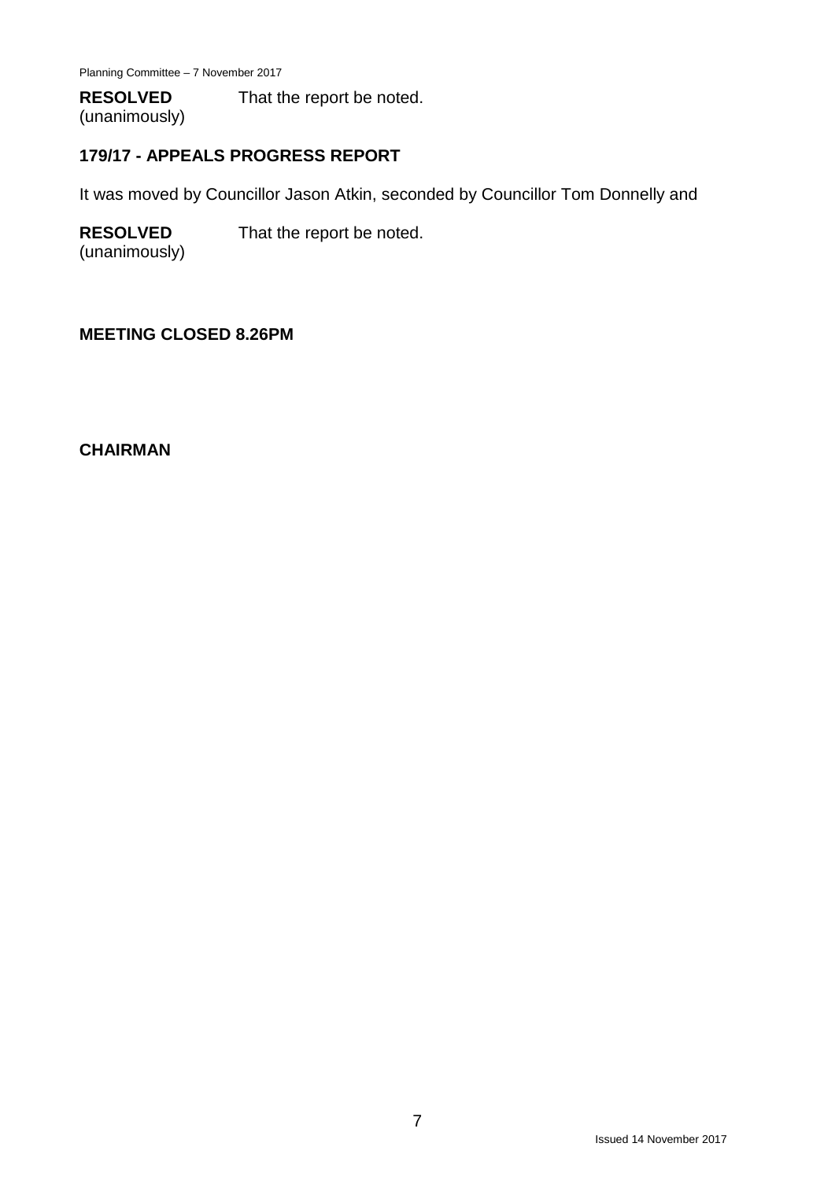**RESOLVED** (unanimously) That the report be noted.

## 179/17 - APPEALS PROGRESS REPORT

It was moved by Councillor Jason Atkin, seconded by Councillor Tom Donnelly and

**RESOLVED** (unanimously) That the report be noted.

**MEETING CLOSED 8.26PM**

**CHAIRMAN**

Issued 14 November 2017